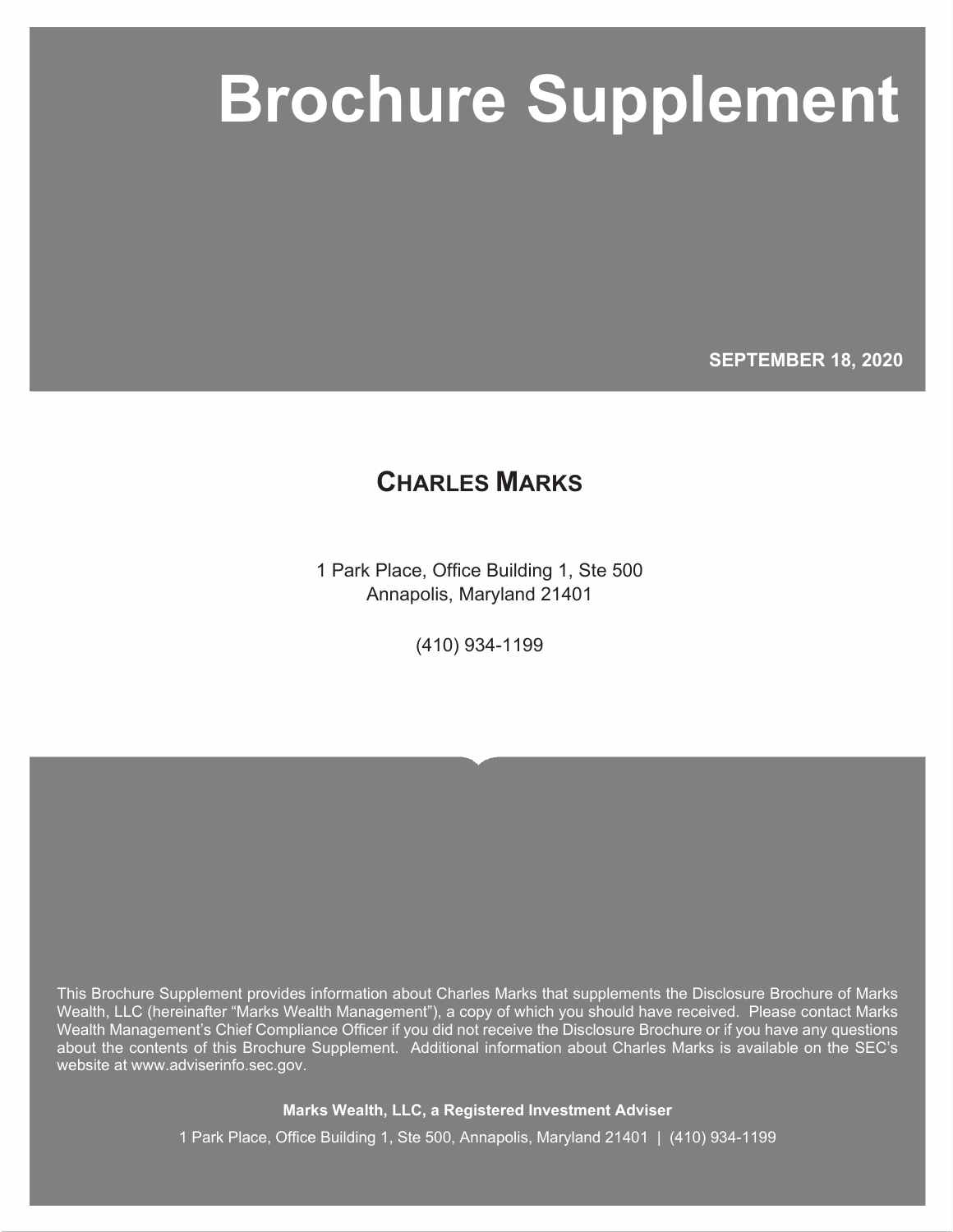# Brochure Supplement

**SEPTEMBER 18, 2020**

## CHARLES MARKS

1 Park Place, Office Building 1, Ste 500
Annapolis, Maryland 21401

(410) 934-1199

This Brochure Supplement provides information about Charles Marks that supplements the Disclosure Brochure of Marks Wealth, LLC (hereinafter "Marks Wealth Management"), a copy of which you should have received. Please contact Marks Wealth Management's Chief Compliance Officer if you did not receive the Disclosure Brochure or if you have any questions about the contents of this Brochure Supplement. Additional information about Charles Marks is available on the SEC's website at www.adviserinfo.sec.gov.

**Marks Wealth, LLC, a Registered Investment Adviser**

1 Park Place, Office Building 1, Ste 500, Annapolis, Maryland 21401 | (410) 934-1199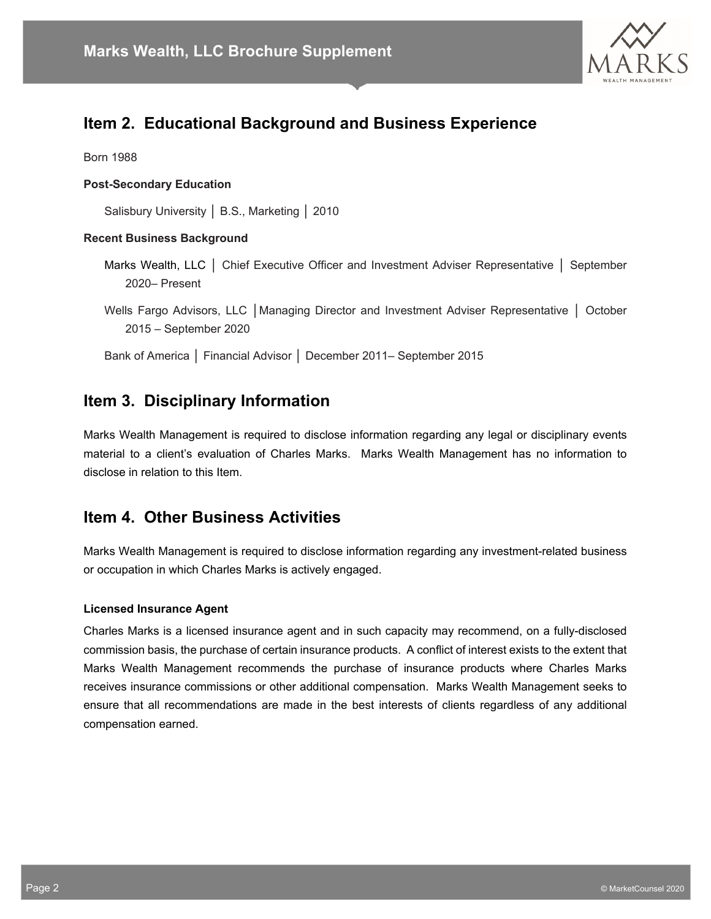## Item 2. Educational Background and Business Experience

Born 1988

**Post-Secondary Education**

Salisbury University │ B.S., Marketing │ 2010

**Recent Business Background**

Marks Wealth, LLC │ Chief Executive Officer and Investment Adviser Representative │ September 2020– Present

Wells Fargo Advisors, LLC │Managing Director and Investment Adviser Representative │ October 2015 – September 2020

Bank of America │ Financial Advisor │ December 2011– September 2015

## Item 3. Disciplinary Information

Marks Wealth Management is required to disclose information regarding any legal or disciplinary events material to a client's evaluation of Charles Marks. Marks Wealth Management has no information to disclose in relation to this Item.

## Item 4. Other Business Activities

Marks Wealth Management is required to disclose information regarding any investment-related business or occupation in which Charles Marks is actively engaged.

**Licensed Insurance Agent**

Charles Marks is a licensed insurance agent and in such capacity may recommend, on a fully-disclosed commission basis, the purchase of certain insurance products. A conflict of interest exists to the extent that Marks Wealth Management recommends the purchase of insurance products where Charles Marks receives insurance commissions or other additional compensation. Marks Wealth Management seeks to ensure that all recommendations are made in the best interests of clients regardless of any additional compensation earned.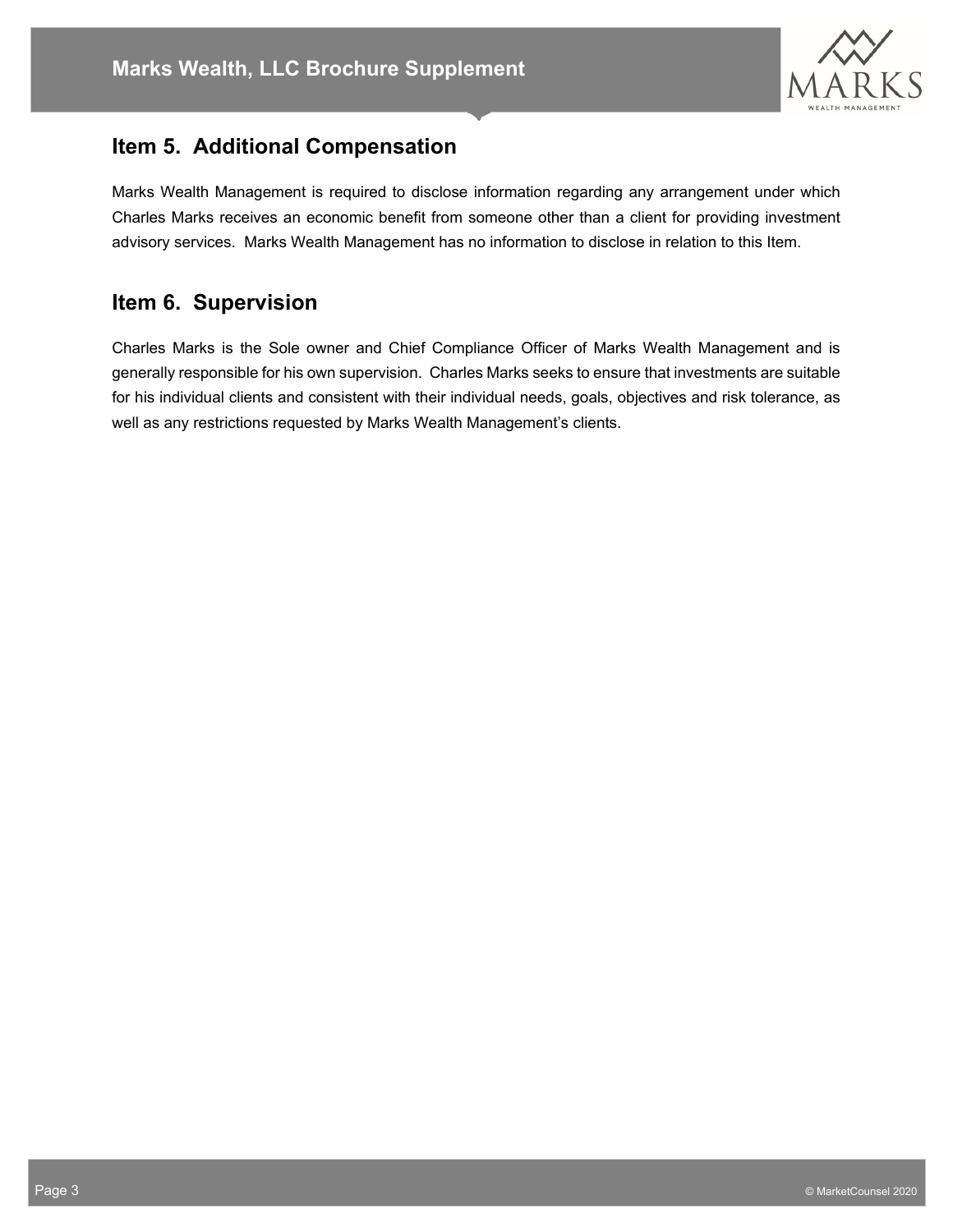## Item 5. Additional Compensation

Marks Wealth Management is required to disclose information regarding any arrangement under which Charles Marks receives an economic benefit from someone other than a client for providing investment advisory services. Marks Wealth Management has no information to disclose in relation to this Item.

## Item 6. Supervision

Charles Marks is the Sole owner and Chief Compliance Officer of Marks Wealth Management and is generally responsible for his own supervision. Charles Marks seeks to ensure that investments are suitable for his individual clients and consistent with their individual needs, goals, objectives and risk tolerance, as well as any restrictions requested by Marks Wealth Management's clients.